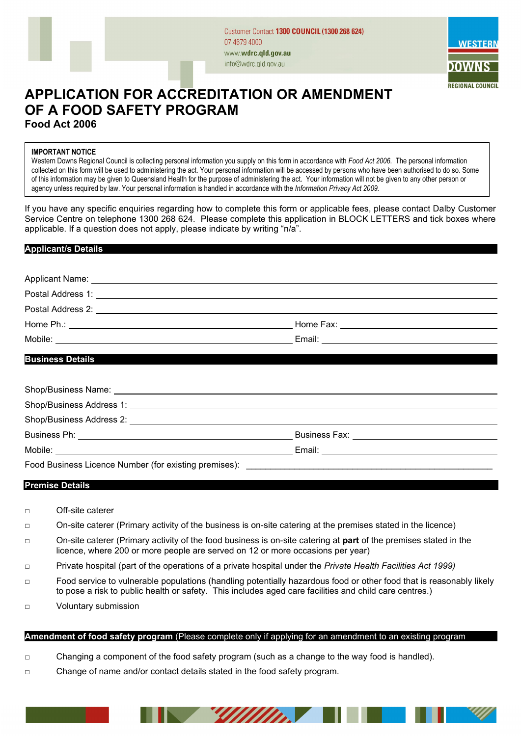Customer Contact **1300 COUNCIL (1300 268 624)**
07 4679 4000
www.**wdrc.qld.gov.au**
info@wdrc.qld.gov.au

WESTERN DOWNS REGIONAL COUNCIL

# APPLICATION FOR ACCREDITATION OR AMENDMENT OF A FOOD SAFETY PROGRAM

## Food Act 2006

**IMPORTANT NOTICE**
Western Downs Regional Council is collecting personal information you supply on this form in accordance with *Food Act 2006*. The personal information collected on this form will be used to administering the act. Your personal information will be accessed by persons who have been authorised to do so. Some of this information may be given to Queensland Health for the purpose of administering the act. Your information will not be given to any other person or agency unless required by law. Your personal information is handled in accordance with the *Information Privacy Act 2009.*

If you have any specific enquiries regarding how to complete this form or applicable fees, please contact Dalby Customer Service Centre on telephone 1300 268 624. Please complete this application in BLOCK LETTERS and tick boxes where applicable. If a question does not apply, please indicate by writing "n/a".

### Applicant/s Details

Applicant Name: ____________________

Postal Address 1: ____________________

Postal Address 2: ____________________

Home Ph.: ____________________ Home Fax: ____________________

Mobile: ____________________ Email: ____________________

### Business Details

Shop/Business Name: ____________________

Shop/Business Address 1: ____________________

Shop/Business Address 2: ____________________

Business Ph: ____________________ Business Fax: ____________________

Mobile: ____________________ Email: ____________________

Food Business Licence Number (for existing premises): ____________________

### Premise Details

- ☐ Off-site caterer
- ☐ On-site caterer (Primary activity of the business is on-site catering at the premises stated in the licence)
- ☐ On-site caterer (Primary activity of the food business is on-site catering at **part** of the premises stated in the licence, where 200 or more people are served on 12 or more occasions per year)
- ☐ Private hospital (part of the operations of a private hospital under the *Private Health Facilities Act 1999)*
- ☐ Food service to vulnerable populations (handling potentially hazardous food or other food that is reasonably likely to pose a risk to public health or safety. This includes aged care facilities and child care centres.)
- ☐ Voluntary submission

### Amendment of food safety program (Please complete only if applying for an amendment to an existing program

- ☐ Changing a component of the food safety program (such as a change to the way food is handled).
- ☐ Change of name and/or contact details stated in the food safety program.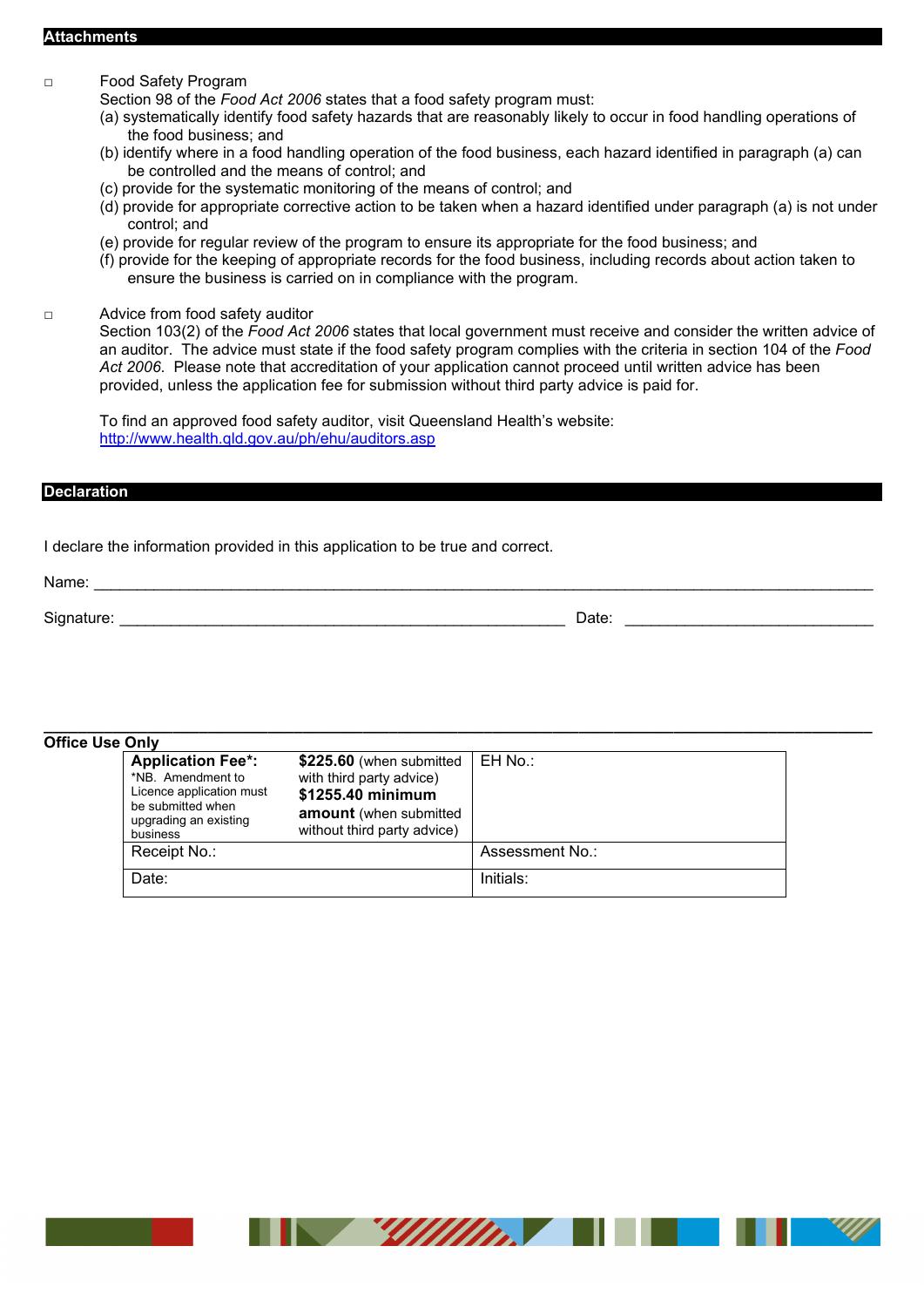## Attachments

□ Food Safety Program

Section 98 of the *Food Act 2006* states that a food safety program must:

(a) systematically identify food safety hazards that are reasonably likely to occur in food handling operations of the food business; and
(b) identify where in a food handling operation of the food business, each hazard identified in paragraph (a) can be controlled and the means of control; and
(c) provide for the systematic monitoring of the means of control; and
(d) provide for appropriate corrective action to be taken when a hazard identified under paragraph (a) is not under control; and
(e) provide for regular review of the program to ensure its appropriate for the food business; and
(f) provide for the keeping of appropriate records for the food business, including records about action taken to ensure the business is carried on in compliance with the program.

□ Advice from food safety auditor

Section 103(2) of the *Food Act 2006* states that local government must receive and consider the written advice of an auditor. The advice must state if the food safety program complies with the criteria in section 104 of the *Food Act 2006*. Please note that accreditation of your application cannot proceed until written advice has been provided, unless the application fee for submission without third party advice is paid for.

To find an approved food safety auditor, visit Queensland Health's website: http://www.health.qld.gov.au/ph/ehu/auditors.asp

## Declaration

I declare the information provided in this application to be true and correct.

Name: ____________________________________________

Signature: ______________________________ Date: ____________________

**Office Use Only**

| | | |
|---|---|---|
| **Application Fee*:** *NB. Amendment to Licence application must be submitted when upgrading an existing business | **$225.60** (when submitted with third party advice) **$1255.40 minimum amount** (when submitted without third party advice) | EH No.: |
| Receipt No.: | | Assessment No.: |
| Date: | | Initials: |